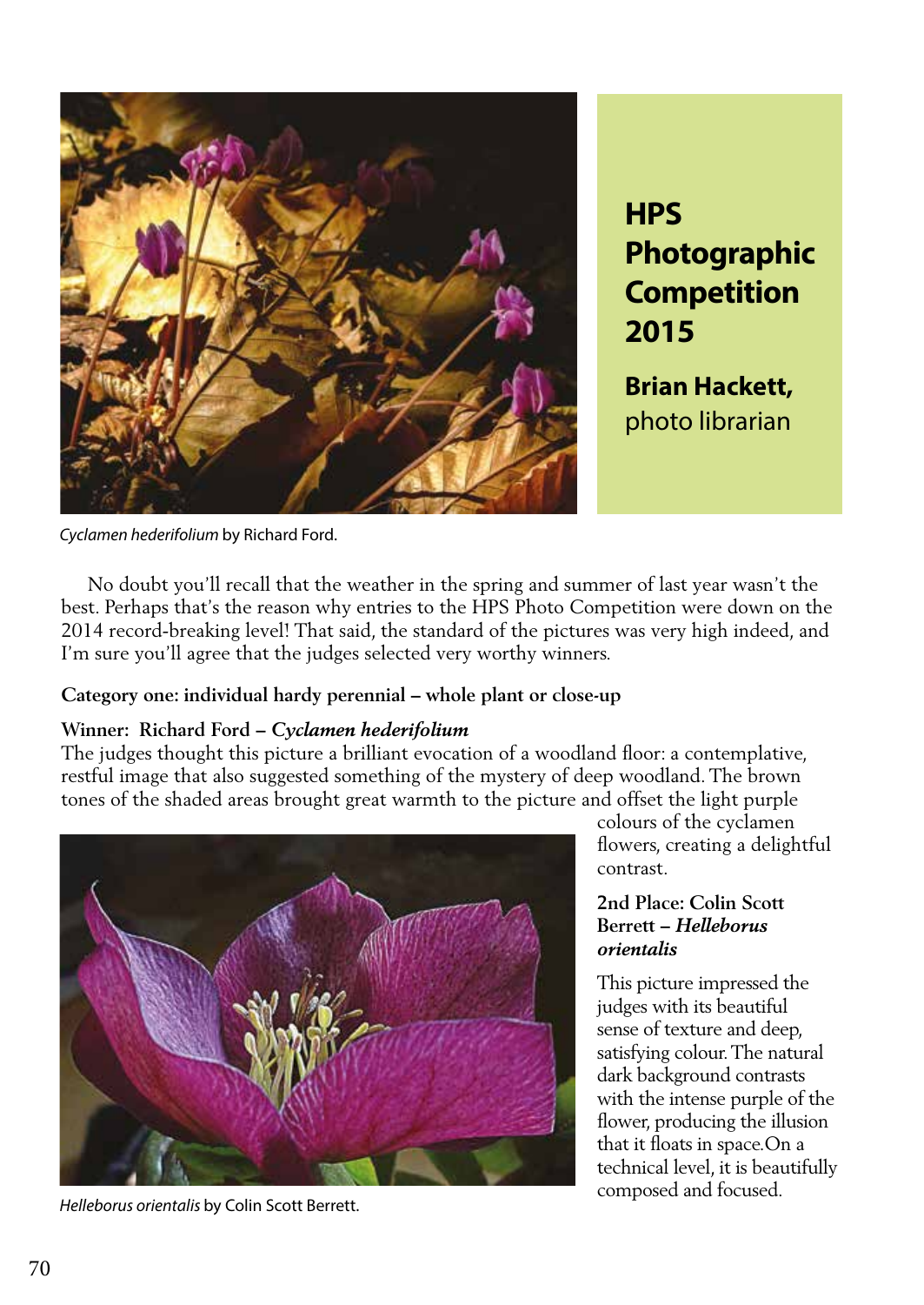# HPS Photographic Competition 2015

**Brian Hackett,** photo librarian

*Cyclamen hederifolium* by Richard Ford.

No doubt you'll recall that the weather in the spring and summer of last year wasn't the best. Perhaps that's the reason why entries to the HPS Photo Competition were down on the 2014 record-breaking level! That said, the standard of the pictures was very high indeed, and I'm sure you'll agree that the judges selected very worthy winners.

**Category one: individual hardy perennial – whole plant or close-up**

**Winner: Richard Ford – *Cyclamen hederifolium***

The judges thought this picture a brilliant evocation of a woodland floor: a contemplative, restful image that also suggested something of the mystery of deep woodland. The brown tones of the shaded areas brought great warmth to the picture and offset the light purple colours of the cyclamen flowers, creating a delightful contrast.

**2nd Place: Colin Scott Berrett – *Helleborus orientalis***

This picture impressed the judges with its beautiful sense of texture and deep, satisfying colour. The natural dark background contrasts with the intense purple of the flower, producing the illusion that it floats in space.On a technical level, it is beautifully composed and focused.

*Helleborus orientalis* by Colin Scott Berrett.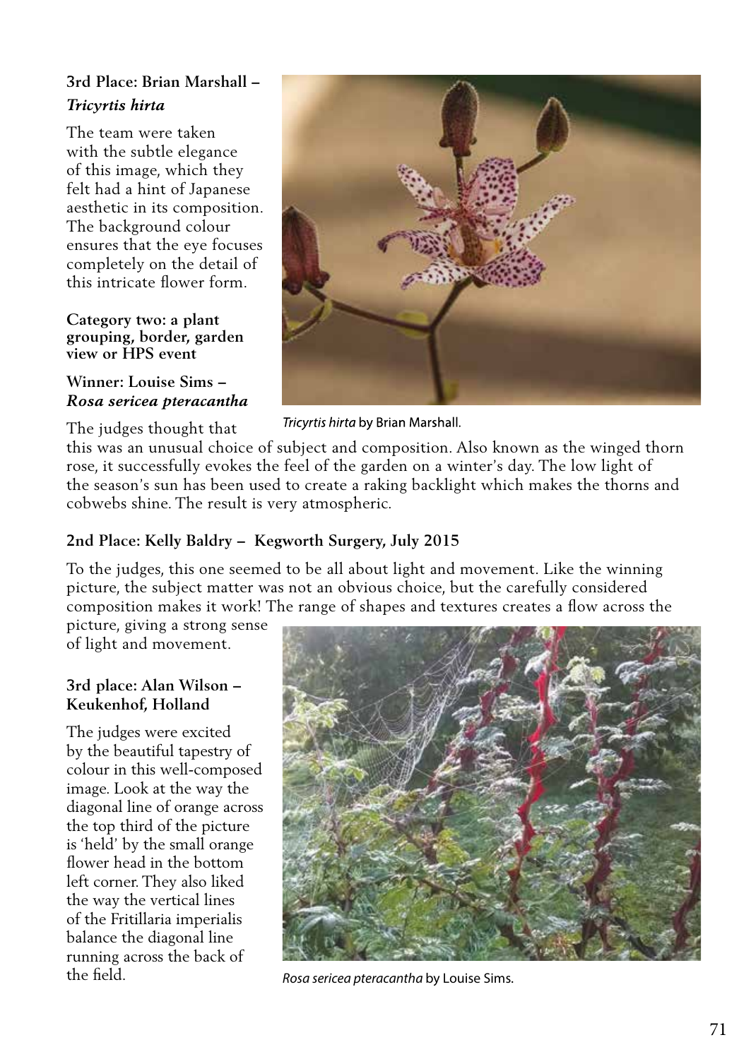### 3rd Place: Brian Marshall – *Tricyrtis hirta*

The team were taken with the subtle elegance of this image, which they felt had a hint of Japanese aesthetic in its composition. The background colour ensures that the eye focuses completely on the detail of this intricate flower form.

*Tricyrtis hirta* by Brian Marshall.

### Category two: a plant grouping, border, garden view or HPS event

### Winner: Louise Sims – *Rosa sericea pteracantha*

The judges thought that this was an unusual choice of subject and composition. Also known as the winged thorn rose, it successfully evokes the feel of the garden on a winter's day. The low light of the season's sun has been used to create a raking backlight which makes the thorns and cobwebs shine. The result is very atmospheric.

### 2nd Place: Kelly Baldry – Kegworth Surgery, July 2015

To the judges, this one seemed to be all about light and movement. Like the winning picture, the subject matter was not an obvious choice, but the carefully considered composition makes it work! The range of shapes and textures creates a flow across the picture, giving a strong sense of light and movement.

### 3rd place: Alan Wilson – Keukenhof, Holland

The judges were excited by the beautiful tapestry of colour in this well-composed image. Look at the way the diagonal line of orange across the top third of the picture is 'held' by the small orange flower head in the bottom left corner. They also liked the way the vertical lines of the Fritillaria imperialis balance the diagonal line running across the back of the field.

*Rosa sericea pteracantha* by Louise Sims.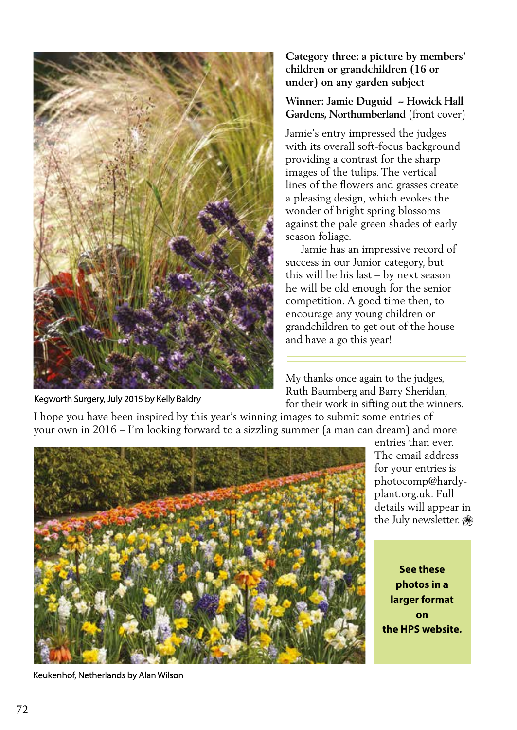Kegworth Surgery, July 2015 by Kelly Baldry

**Category three: a picture by members' children or grandchildren (16 or under) on any garden subject**

**Winner: Jamie Duguid -- Howick Hall Gardens, Northumberland** (front cover)

Jamie's entry impressed the judges with its overall soft-focus background providing a contrast for the sharp images of the tulips. The vertical lines of the flowers and grasses create a pleasing design, which evokes the wonder of bright spring blossoms against the pale green shades of early season foliage.

Jamie has an impressive record of success in our Junior category, but this will be his last – by next season he will be old enough for the senior competition. A good time then, to encourage any young children or grandchildren to get out of the house and have a go this year!

My thanks once again to the judges, Ruth Baumberg and Barry Sheridan, for their work in sifting out the winners.

I hope you have been inspired by this year's winning images to submit some entries of your own in 2016 – I'm looking forward to a sizzling summer (a man can dream) and more entries than ever. The email address for your entries is photocomp@hardy-plant.org.uk. Full details will appear in the July newsletter.

Keukenhof, Netherlands by Alan Wilson

**See these photos in a larger format on the HPS website.**